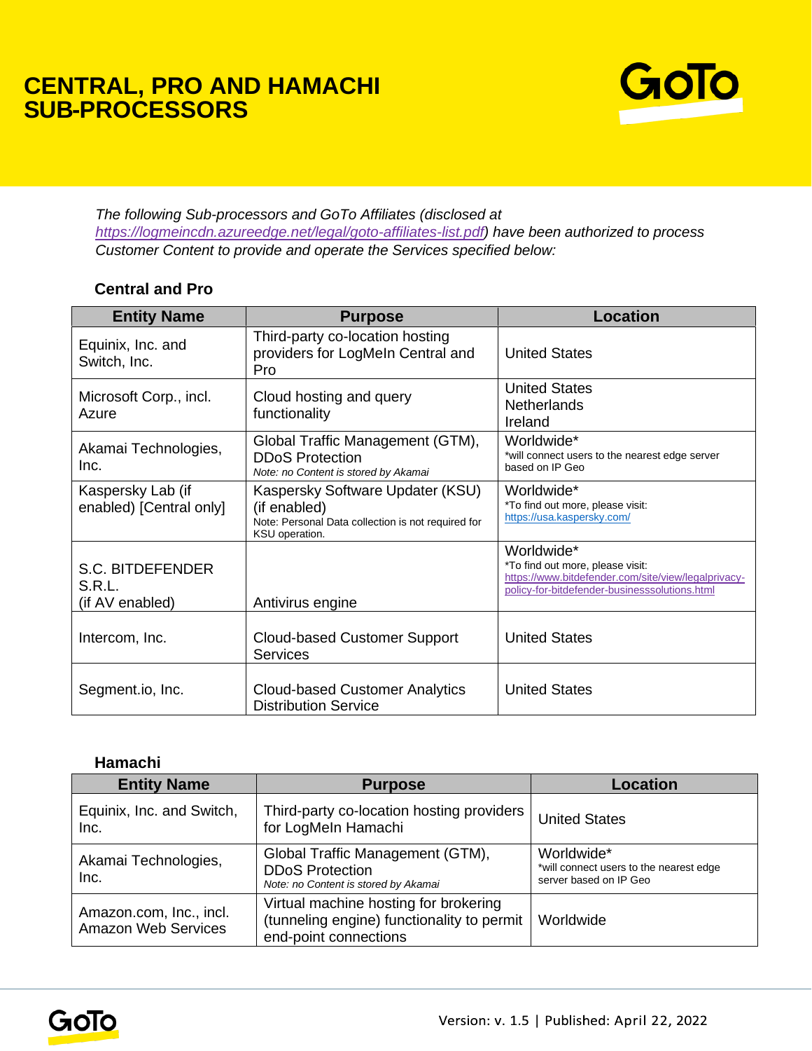# CENTRAL, PRO AND HAMACHI SUB-PROCESSORS

*The following Sub-processors and GoTo Affiliates (disclosed at [https://logmeincdn.azureedge.net/legal/goto-affiliates-list.pdf](https://logmeincdn.azureedge.net/legal/goto-affiliates-list.pdf)) have been authorized to process Customer Content to provide and operate the Services specified below:*

## Central and Pro

| Entity Name | Purpose | Location |
|---|---|---|
| Equinix, Inc. and Switch, Inc. | Third-party co-location hosting providers for LogMeIn Central and Pro | United States |
| Microsoft Corp., incl. Azure | Cloud hosting and query functionality | United States<br>Netherlands<br>Ireland |
| Akamai Technologies, Inc. | Global Traffic Management (GTM), DDoS Protection<br>*Note: no Content is stored by Akamai* | Worldwide*<br>*will connect users to the nearest edge server based on IP Geo |
| Kaspersky Lab (if enabled) [Central only] | Kaspersky Software Updater (KSU) (if enabled)<br>Note: Personal Data collection is not required for KSU operation. | Worldwide*<br>*To find out more, please visit: [https://usa.kaspersky.com/](https://usa.kaspersky.com/) |
| S.C. BITDEFENDER S.R.L.<br>(if AV enabled) | Antivirus engine | Worldwide*<br>*To find out more, please visit: [https://www.bitdefender.com/site/view/legalprivacy-policy-for-bitdefender-businesssolutions.html](https://www.bitdefender.com/site/view/legalprivacy-policy-for-bitdefender-businesssolutions.html) |
| Intercom, Inc. | Cloud-based Customer Support Services | United States |
| Segment.io, Inc. | Cloud-based Customer Analytics Distribution Service | United States |

## Hamachi

| Entity Name | Purpose | Location |
|---|---|---|
| Equinix, Inc. and Switch, Inc. | Third-party co-location hosting providers for LogMeIn Hamachi | United States |
| Akamai Technologies, Inc. | Global Traffic Management (GTM), DDoS Protection<br>*Note: no Content is stored by Akamai* | Worldwide*<br>*will connect users to the nearest edge server based on IP Geo |
| Amazon.com, Inc., incl. Amazon Web Services | Virtual machine hosting for brokering (tunneling engine) functionality to permit end-point connections | Worldwide |

Version: v. 1.5 | Published: April 22, 2022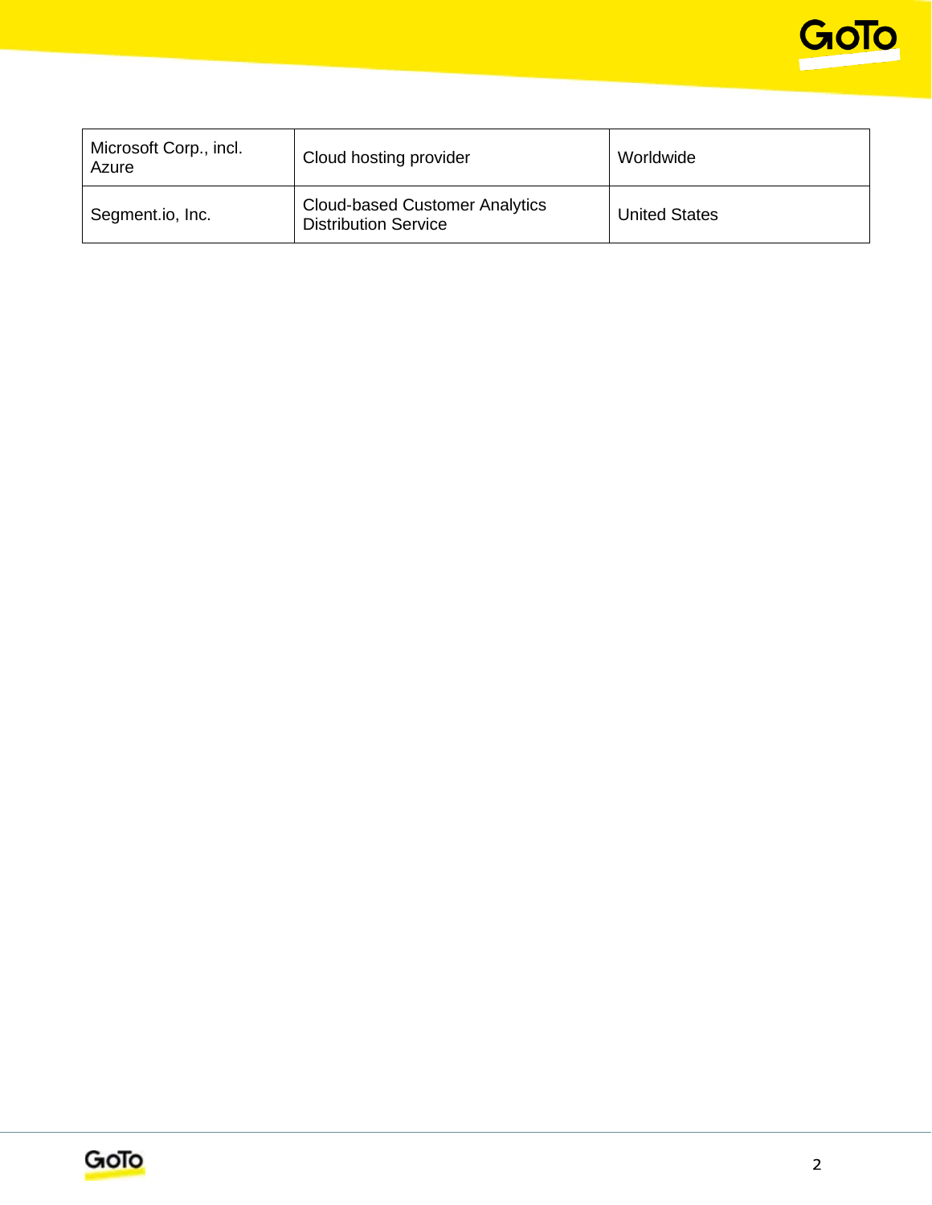| | | |
|---|---|---|
| Microsoft Corp., incl. Azure | Cloud hosting provider | Worldwide |
| Segment.io, Inc. | Cloud-based Customer Analytics Distribution Service | United States |